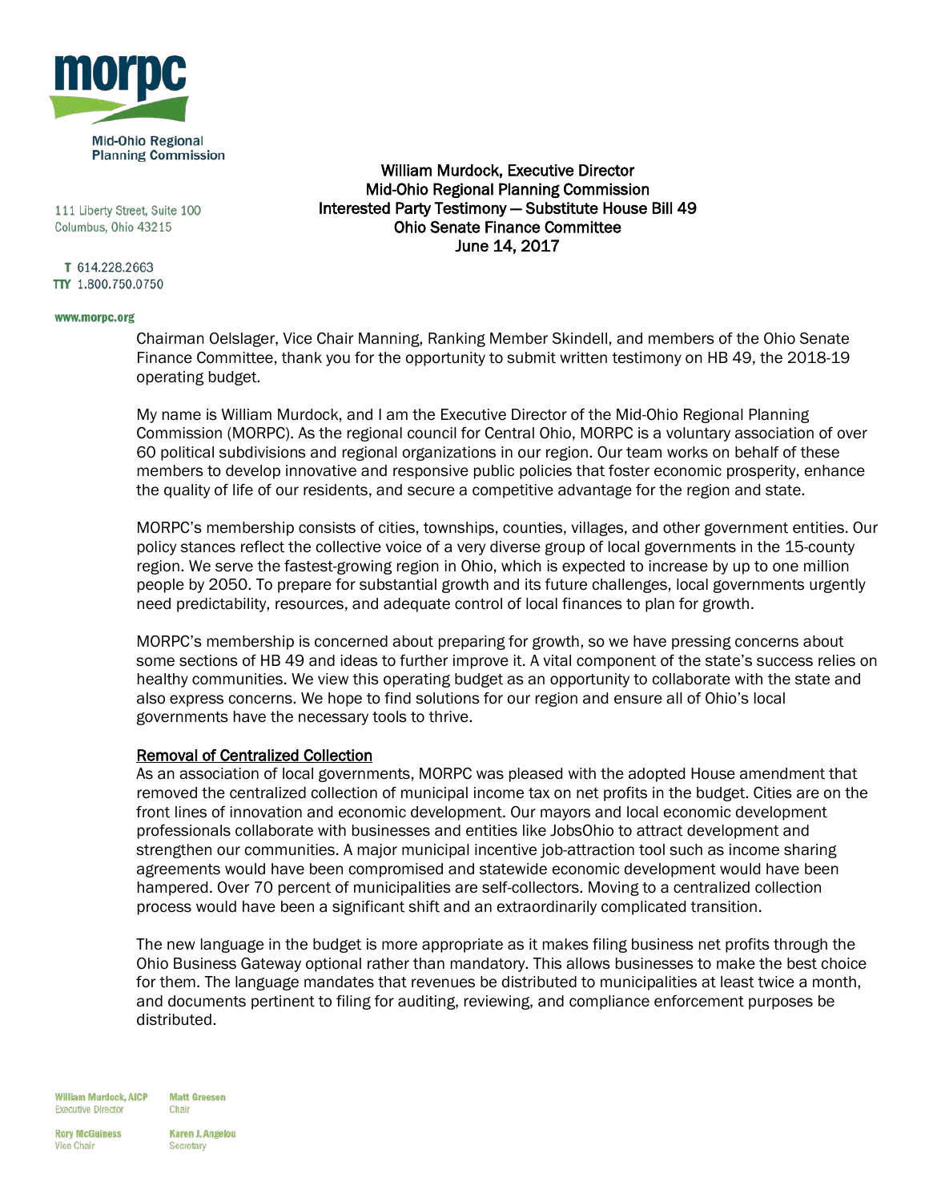**morpc**

Mid-Ohio Regional Planning Commission

111 Liberty Street, Suite 100
Columbus, Ohio 43215

T 614.228.2663
TTY 1.800.750.0750

www.morpc.org

William Murdock, Executive Director
Mid-Ohio Regional Planning Commission
Interested Party Testimony — Substitute House Bill 49
Ohio Senate Finance Committee
June 14, 2017

Chairman Oelslager, Vice Chair Manning, Ranking Member Skindell, and members of the Ohio Senate Finance Committee, thank you for the opportunity to submit written testimony on HB 49, the 2018-19 operating budget.

My name is William Murdock, and I am the Executive Director of the Mid-Ohio Regional Planning Commission (MORPC). As the regional council for Central Ohio, MORPC is a voluntary association of over 60 political subdivisions and regional organizations in our region. Our team works on behalf of these members to develop innovative and responsive public policies that foster economic prosperity, enhance the quality of life of our residents, and secure a competitive advantage for the region and state.

MORPC's membership consists of cities, townships, counties, villages, and other government entities. Our policy stances reflect the collective voice of a very diverse group of local governments in the 15-county region. We serve the fastest-growing region in Ohio, which is expected to increase by up to one million people by 2050. To prepare for substantial growth and its future challenges, local governments urgently need predictability, resources, and adequate control of local finances to plan for growth.

MORPC's membership is concerned about preparing for growth, so we have pressing concerns about some sections of HB 49 and ideas to further improve it. A vital component of the state's success relies on healthy communities. We view this operating budget as an opportunity to collaborate with the state and also express concerns. We hope to find solutions for our region and ensure all of Ohio's local governments have the necessary tools to thrive.

<u>Removal of Centralized Collection</u>

As an association of local governments, MORPC was pleased with the adopted House amendment that removed the centralized collection of municipal income tax on net profits in the budget. Cities are on the front lines of innovation and economic development. Our mayors and local economic development professionals collaborate with businesses and entities like JobsOhio to attract development and strengthen our communities. A major municipal incentive job-attraction tool such as income sharing agreements would have been compromised and statewide economic development would have been hampered. Over 70 percent of municipalities are self-collectors. Moving to a centralized collection process would have been a significant shift and an extraordinarily complicated transition.

The new language in the budget is more appropriate as it makes filing business net profits through the Ohio Business Gateway optional rather than mandatory. This allows businesses to make the best choice for them. The language mandates that revenues be distributed to municipalities at least twice a month, and documents pertinent to filing for auditing, reviewing, and compliance enforcement purposes be distributed.

William Murdock, AICP
Executive Director

Matt Greeson
Chair

Rory McGuiness
Vice Chair

Karen J. Angelou
Secretary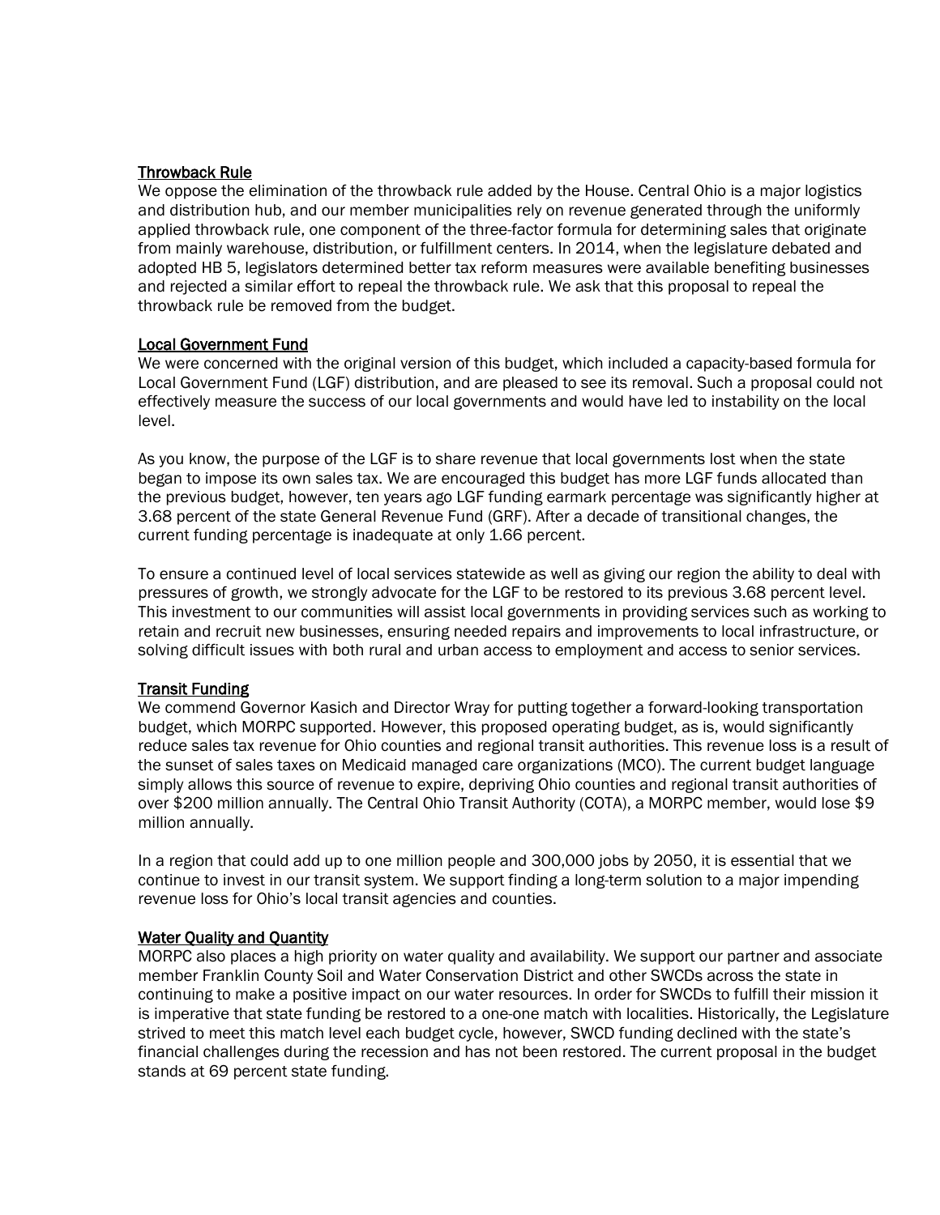<u>Throwback Rule</u>

We oppose the elimination of the throwback rule added by the House. Central Ohio is a major logistics and distribution hub, and our member municipalities rely on revenue generated through the uniformly applied throwback rule, one component of the three-factor formula for determining sales that originate from mainly warehouse, distribution, or fulfillment centers. In 2014, when the legislature debated and adopted HB 5, legislators determined better tax reform measures were available benefiting businesses and rejected a similar effort to repeal the throwback rule. We ask that this proposal to repeal the throwback rule be removed from the budget.

<u>Local Government Fund</u>

We were concerned with the original version of this budget, which included a capacity-based formula for Local Government Fund (LGF) distribution, and are pleased to see its removal. Such a proposal could not effectively measure the success of our local governments and would have led to instability on the local level.

As you know, the purpose of the LGF is to share revenue that local governments lost when the state began to impose its own sales tax. We are encouraged this budget has more LGF funds allocated than the previous budget, however, ten years ago LGF funding earmark percentage was significantly higher at 3.68 percent of the state General Revenue Fund (GRF). After a decade of transitional changes, the current funding percentage is inadequate at only 1.66 percent.

To ensure a continued level of local services statewide as well as giving our region the ability to deal with pressures of growth, we strongly advocate for the LGF to be restored to its previous 3.68 percent level. This investment to our communities will assist local governments in providing services such as working to retain and recruit new businesses, ensuring needed repairs and improvements to local infrastructure, or solving difficult issues with both rural and urban access to employment and access to senior services.

<u>Transit Funding</u>

We commend Governor Kasich and Director Wray for putting together a forward-looking transportation budget, which MORPC supported. However, this proposed operating budget, as is, would significantly reduce sales tax revenue for Ohio counties and regional transit authorities. This revenue loss is a result of the sunset of sales taxes on Medicaid managed care organizations (MCO). The current budget language simply allows this source of revenue to expire, depriving Ohio counties and regional transit authorities of over $200 million annually. The Central Ohio Transit Authority (COTA), a MORPC member, would lose $9 million annually.

In a region that could add up to one million people and 300,000 jobs by 2050, it is essential that we continue to invest in our transit system. We support finding a long-term solution to a major impending revenue loss for Ohio's local transit agencies and counties.

<u>Water Quality and Quantity</u>

MORPC also places a high priority on water quality and availability. We support our partner and associate member Franklin County Soil and Water Conservation District and other SWCDs across the state in continuing to make a positive impact on our water resources. In order for SWCDs to fulfill their mission it is imperative that state funding be restored to a one-one match with localities. Historically, the Legislature strived to meet this match level each budget cycle, however, SWCD funding declined with the state's financial challenges during the recession and has not been restored. The current proposal in the budget stands at 69 percent state funding.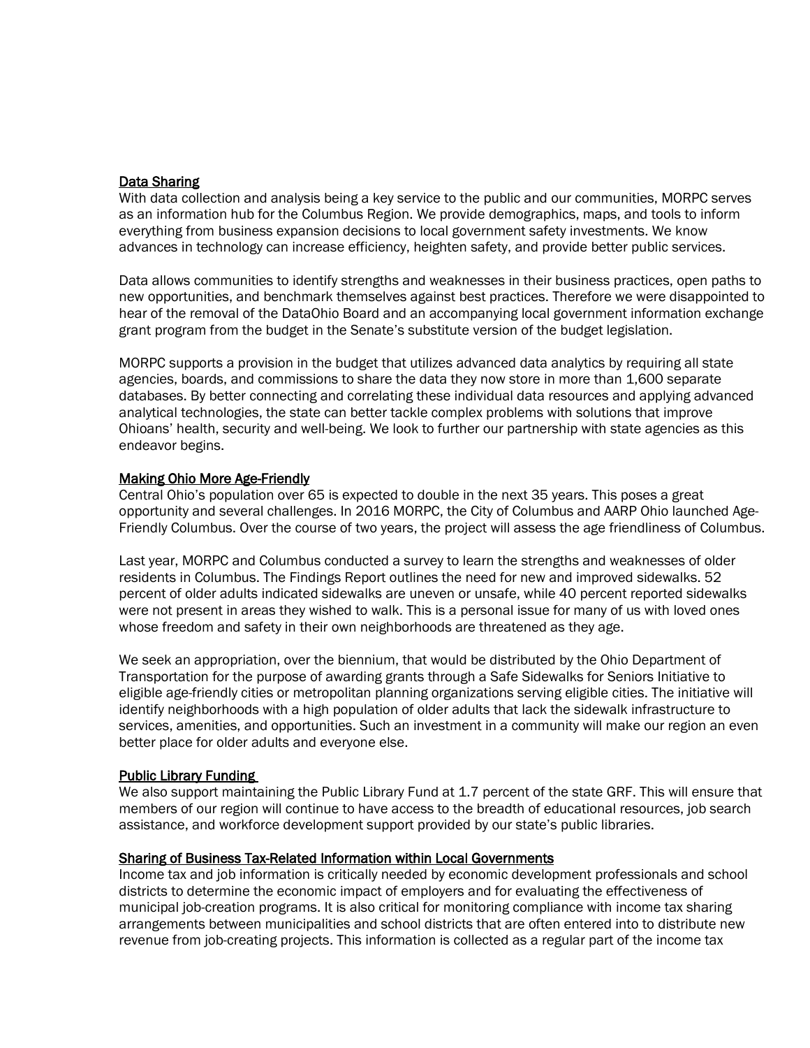## Data Sharing

With data collection and analysis being a key service to the public and our communities, MORPC serves as an information hub for the Columbus Region. We provide demographics, maps, and tools to inform everything from business expansion decisions to local government safety investments. We know advances in technology can increase efficiency, heighten safety, and provide better public services.

Data allows communities to identify strengths and weaknesses in their business practices, open paths to new opportunities, and benchmark themselves against best practices. Therefore we were disappointed to hear of the removal of the DataOhio Board and an accompanying local government information exchange grant program from the budget in the Senate's substitute version of the budget legislation.

MORPC supports a provision in the budget that utilizes advanced data analytics by requiring all state agencies, boards, and commissions to share the data they now store in more than 1,600 separate databases. By better connecting and correlating these individual data resources and applying advanced analytical technologies, the state can better tackle complex problems with solutions that improve Ohioans' health, security and well-being. We look to further our partnership with state agencies as this endeavor begins.

## Making Ohio More Age-Friendly

Central Ohio's population over 65 is expected to double in the next 35 years. This poses a great opportunity and several challenges. In 2016 MORPC, the City of Columbus and AARP Ohio launched Age-Friendly Columbus. Over the course of two years, the project will assess the age friendliness of Columbus.

Last year, MORPC and Columbus conducted a survey to learn the strengths and weaknesses of older residents in Columbus. The Findings Report outlines the need for new and improved sidewalks. 52 percent of older adults indicated sidewalks are uneven or unsafe, while 40 percent reported sidewalks were not present in areas they wished to walk. This is a personal issue for many of us with loved ones whose freedom and safety in their own neighborhoods are threatened as they age.

We seek an appropriation, over the biennium, that would be distributed by the Ohio Department of Transportation for the purpose of awarding grants through a Safe Sidewalks for Seniors Initiative to eligible age-friendly cities or metropolitan planning organizations serving eligible cities. The initiative will identify neighborhoods with a high population of older adults that lack the sidewalk infrastructure to services, amenities, and opportunities. Such an investment in a community will make our region an even better place for older adults and everyone else.

## Public Library Funding

We also support maintaining the Public Library Fund at 1.7 percent of the state GRF. This will ensure that members of our region will continue to have access to the breadth of educational resources, job search assistance, and workforce development support provided by our state's public libraries.

## Sharing of Business Tax-Related Information within Local Governments

Income tax and job information is critically needed by economic development professionals and school districts to determine the economic impact of employers and for evaluating the effectiveness of municipal job-creation programs. It is also critical for monitoring compliance with income tax sharing arrangements between municipalities and school districts that are often entered into to distribute new revenue from job-creating projects. This information is collected as a regular part of the income tax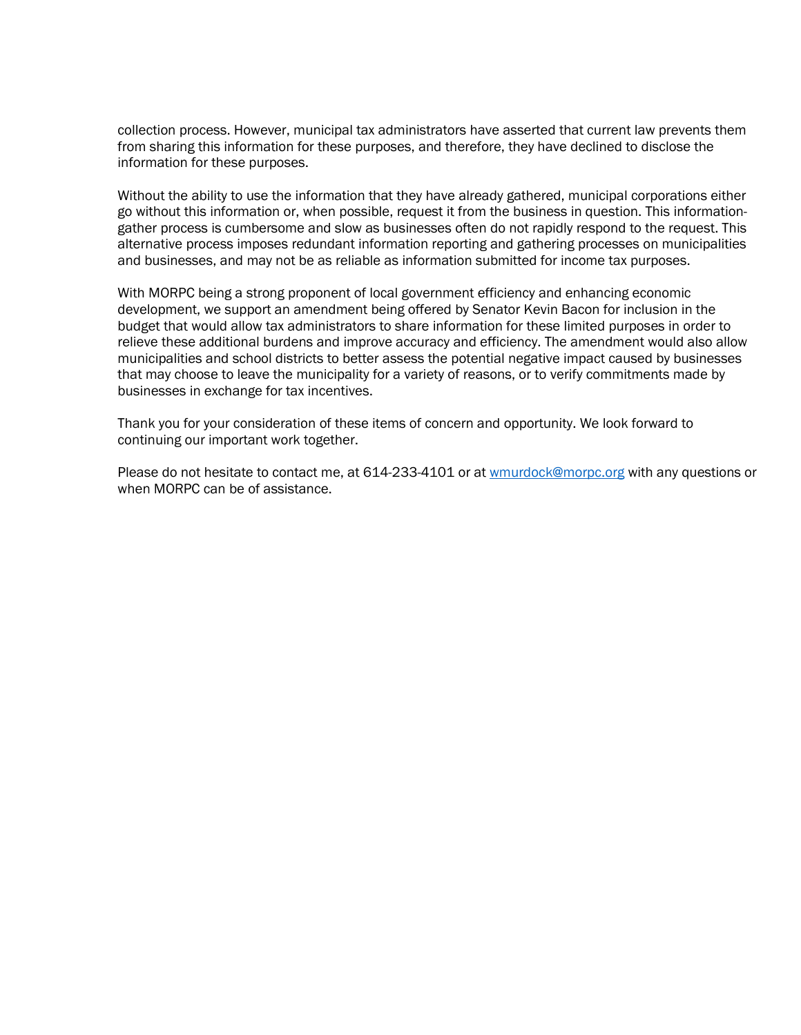collection process. However, municipal tax administrators have asserted that current law prevents them from sharing this information for these purposes, and therefore, they have declined to disclose the information for these purposes.

Without the ability to use the information that they have already gathered, municipal corporations either go without this information or, when possible, request it from the business in question. This information-gather process is cumbersome and slow as businesses often do not rapidly respond to the request. This alternative process imposes redundant information reporting and gathering processes on municipalities and businesses, and may not be as reliable as information submitted for income tax purposes.

With MORPC being a strong proponent of local government efficiency and enhancing economic development, we support an amendment being offered by Senator Kevin Bacon for inclusion in the budget that would allow tax administrators to share information for these limited purposes in order to relieve these additional burdens and improve accuracy and efficiency. The amendment would also allow municipalities and school districts to better assess the potential negative impact caused by businesses that may choose to leave the municipality for a variety of reasons, or to verify commitments made by businesses in exchange for tax incentives.

Thank you for your consideration of these items of concern and opportunity. We look forward to continuing our important work together.

Please do not hesitate to contact me, at 614-233-4101 or at wmurdock@morpc.org with any questions or when MORPC can be of assistance.